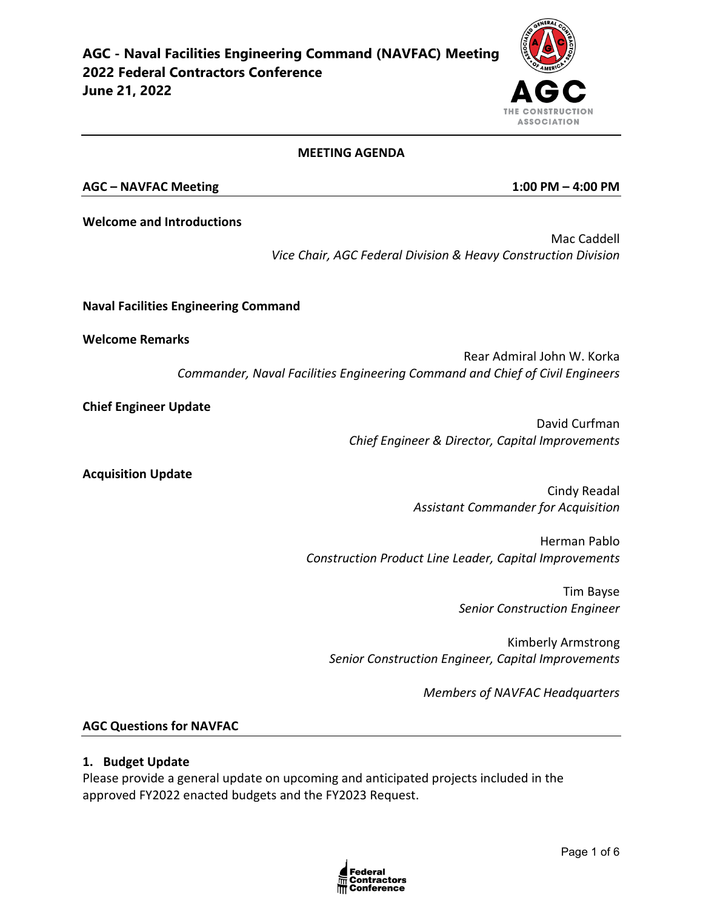# AGC - Naval Facilities Engineering Command (NAVFAC) Meeting
# 2022 Federal Contractors Conference
# June 21, 2022

## MEETING AGENDA

**AGC – NAVFAC Meeting** **1:00 PM – 4:00 PM**

**Welcome and Introductions**

Mac Caddell
*Vice Chair, AGC Federal Division & Heavy Construction Division*

**Naval Facilities Engineering Command**

**Welcome Remarks**

Rear Admiral John W. Korka
*Commander, Naval Facilities Engineering Command and Chief of Civil Engineers*

**Chief Engineer Update**

David Curfman
*Chief Engineer & Director, Capital Improvements*

**Acquisition Update**

Cindy Readal
*Assistant Commander for Acquisition*

Herman Pablo
*Construction Product Line Leader, Capital Improvements*

Tim Bayse
*Senior Construction Engineer*

Kimberly Armstrong
*Senior Construction Engineer, Capital Improvements*

*Members of NAVFAC Headquarters*

## AGC Questions for NAVFAC

### 1. Budget Update

Please provide a general update on upcoming and anticipated projects included in the approved FY2022 enacted budgets and the FY2023 Request.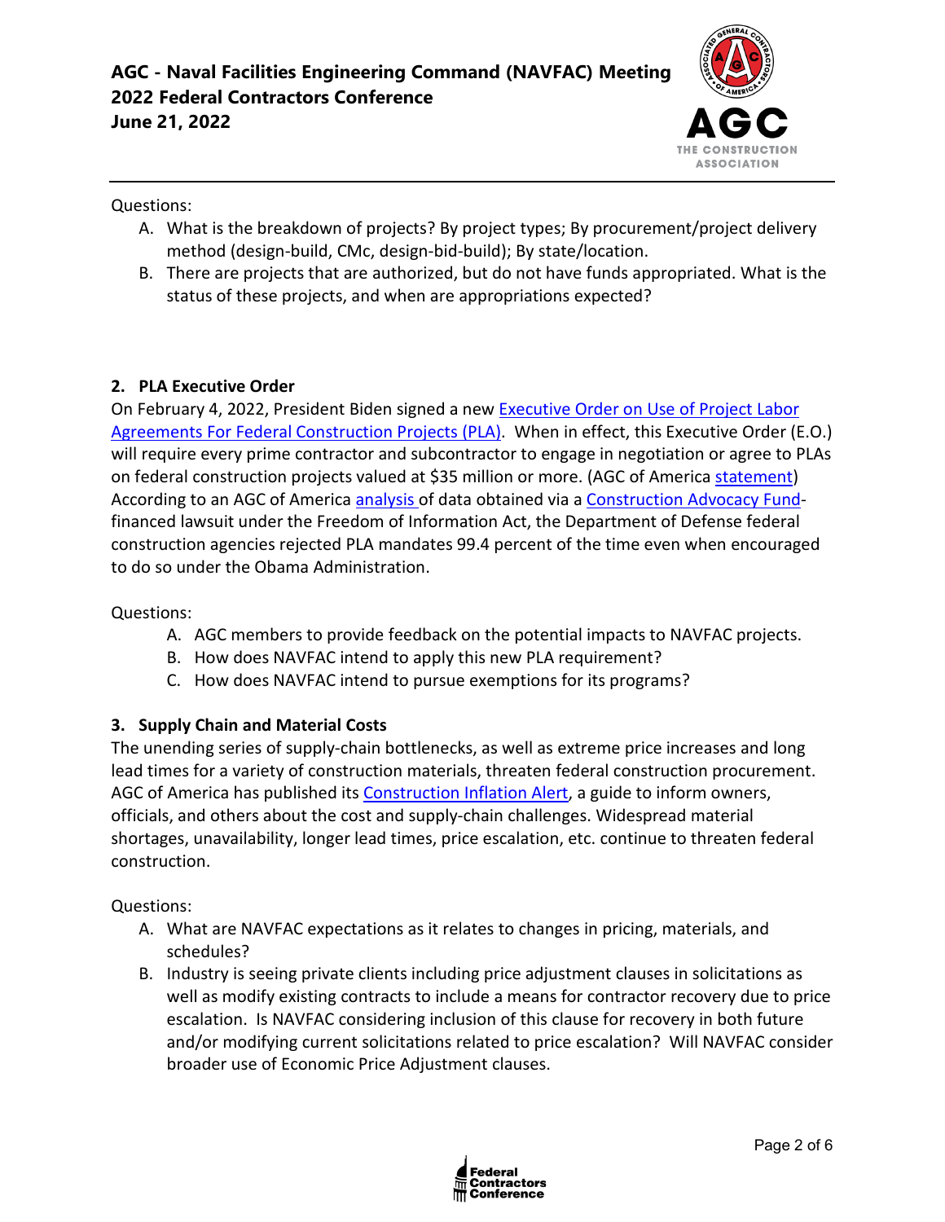Questions:

A. What is the breakdown of projects? By project types; By procurement/project delivery method (design-build, CMc, design-bid-build); By state/location.
B. There are projects that are authorized, but do not have funds appropriated. What is the status of these projects, and when are appropriations expected?

### 2. PLA Executive Order

On February 4, 2022, President Biden signed a new Executive Order on Use of Project Labor Agreements For Federal Construction Projects (PLA). When in effect, this Executive Order (E.O.) will require every prime contractor and subcontractor to engage in negotiation or agree to PLAs on federal construction projects valued at $35 million or more. (AGC of America statement) According to an AGC of America analysis of data obtained via a Construction Advocacy Fund-financed lawsuit under the Freedom of Information Act, the Department of Defense federal construction agencies rejected PLA mandates 99.4 percent of the time even when encouraged to do so under the Obama Administration.

Questions:

A. AGC members to provide feedback on the potential impacts to NAVFAC projects.
B. How does NAVFAC intend to apply this new PLA requirement?
C. How does NAVFAC intend to pursue exemptions for its programs?

### 3. Supply Chain and Material Costs

The unending series of supply-chain bottlenecks, as well as extreme price increases and long lead times for a variety of construction materials, threaten federal construction procurement. AGC of America has published its Construction Inflation Alert, a guide to inform owners, officials, and others about the cost and supply-chain challenges. Widespread material shortages, unavailability, longer lead times, price escalation, etc. continue to threaten federal construction.

Questions:

A. What are NAVFAC expectations as it relates to changes in pricing, materials, and schedules?
B. Industry is seeing private clients including price adjustment clauses in solicitations as well as modify existing contracts to include a means for contractor recovery due to price escalation. Is NAVFAC considering inclusion of this clause for recovery in both future and/or modifying current solicitations related to price escalation? Will NAVFAC consider broader use of Economic Price Adjustment clauses.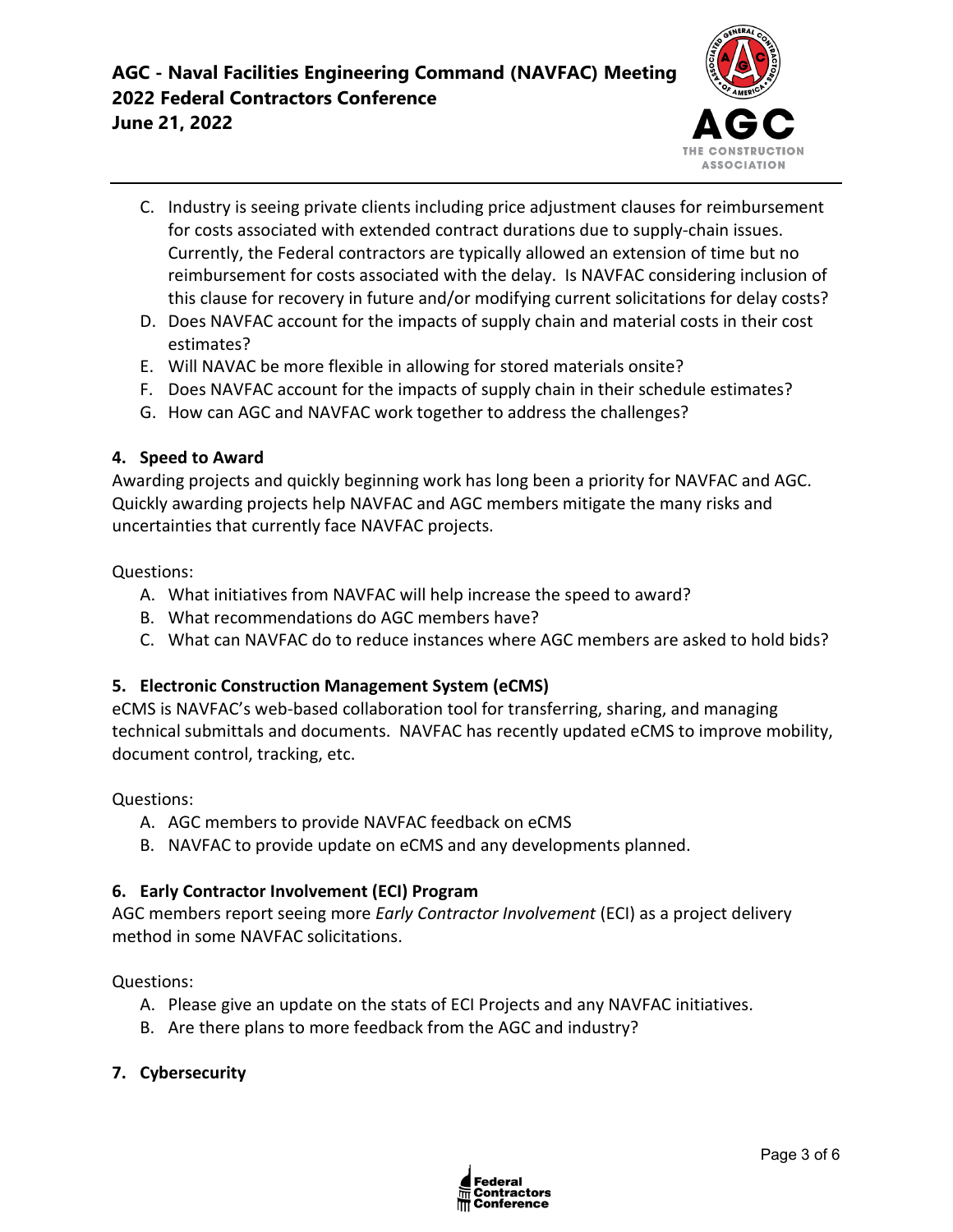C. Industry is seeing private clients including price adjustment clauses for reimbursement for costs associated with extended contract durations due to supply-chain issues. Currently, the Federal contractors are typically allowed an extension of time but no reimbursement for costs associated with the delay. Is NAVFAC considering inclusion of this clause for recovery in future and/or modifying current solicitations for delay costs?
D. Does NAVFAC account for the impacts of supply chain and material costs in their cost estimates?
E. Will NAVAC be more flexible in allowing for stored materials onsite?
F. Does NAVFAC account for the impacts of supply chain in their schedule estimates?
G. How can AGC and NAVFAC work together to address the challenges?

## 4. Speed to Award

Awarding projects and quickly beginning work has long been a priority for NAVFAC and AGC. Quickly awarding projects help NAVFAC and AGC members mitigate the many risks and uncertainties that currently face NAVFAC projects.

Questions:

A. What initiatives from NAVFAC will help increase the speed to award?
B. What recommendations do AGC members have?
C. What can NAVFAC do to reduce instances where AGC members are asked to hold bids?

## 5. Electronic Construction Management System (eCMS)

eCMS is NAVFAC's web-based collaboration tool for transferring, sharing, and managing technical submittals and documents. NAVFAC has recently updated eCMS to improve mobility, document control, tracking, etc.

Questions:

A. AGC members to provide NAVFAC feedback on eCMS
B. NAVFAC to provide update on eCMS and any developments planned.

## 6. Early Contractor Involvement (ECI) Program

AGC members report seeing more *Early Contractor Involvement* (ECI) as a project delivery method in some NAVFAC solicitations.

Questions:

A. Please give an update on the stats of ECI Projects and any NAVFAC initiatives.
B. Are there plans to more feedback from the AGC and industry?

## 7. Cybersecurity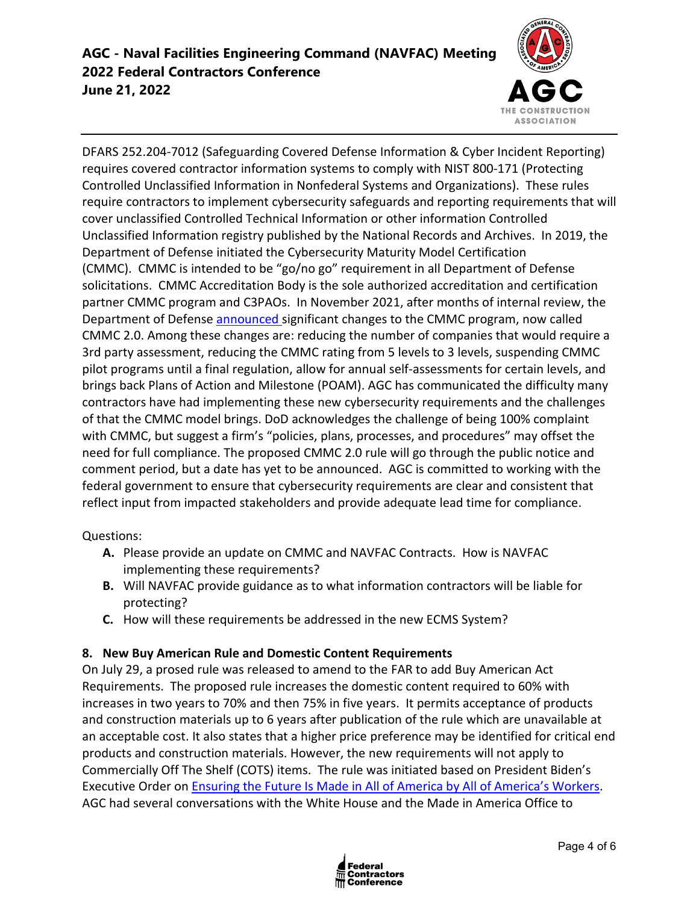DFARS 252.204-7012 (Safeguarding Covered Defense Information & Cyber Incident Reporting) requires covered contractor information systems to comply with NIST 800-171 (Protecting Controlled Unclassified Information in Nonfederal Systems and Organizations). These rules require contractors to implement cybersecurity safeguards and reporting requirements that will cover unclassified Controlled Technical Information or other information Controlled Unclassified Information registry published by the National Records and Archives. In 2019, the Department of Defense initiated the Cybersecurity Maturity Model Certification (CMMC). CMMC is intended to be "go/no go" requirement in all Department of Defense solicitations. CMMC Accreditation Body is the sole authorized accreditation and certification partner CMMC program and C3PAOs. In November 2021, after months of internal review, the Department of Defense announced significant changes to the CMMC program, now called CMMC 2.0. Among these changes are: reducing the number of companies that would require a 3rd party assessment, reducing the CMMC rating from 5 levels to 3 levels, suspending CMMC pilot programs until a final regulation, allow for annual self-assessments for certain levels, and brings back Plans of Action and Milestone (POAM). AGC has communicated the difficulty many contractors have had implementing these new cybersecurity requirements and the challenges of that the CMMC model brings. DoD acknowledges the challenge of being 100% complaint with CMMC, but suggest a firm's "policies, plans, processes, and procedures" may offset the need for full compliance. The proposed CMMC 2.0 rule will go through the public notice and comment period, but a date has yet to be announced. AGC is committed to working with the federal government to ensure that cybersecurity requirements are clear and consistent that reflect input from impacted stakeholders and provide adequate lead time for compliance.

Questions:

- **A.** Please provide an update on CMMC and NAVFAC Contracts. How is NAVFAC implementing these requirements?
- **B.** Will NAVFAC provide guidance as to what information contractors will be liable for protecting?
- **C.** How will these requirements be addressed in the new ECMS System?

### 8. New Buy American Rule and Domestic Content Requirements

On July 29, a prosed rule was released to amend to the FAR to add Buy American Act Requirements. The proposed rule increases the domestic content required to 60% with increases in two years to 70% and then 75% in five years. It permits acceptance of products and construction materials up to 6 years after publication of the rule which are unavailable at an acceptable cost. It also states that a higher price preference may be identified for critical end products and construction materials. However, the new requirements will not apply to Commercially Off The Shelf (COTS) items. The rule was initiated based on President Biden's Executive Order on Ensuring the Future Is Made in All of America by All of America's Workers. AGC had several conversations with the White House and the Made in America Office to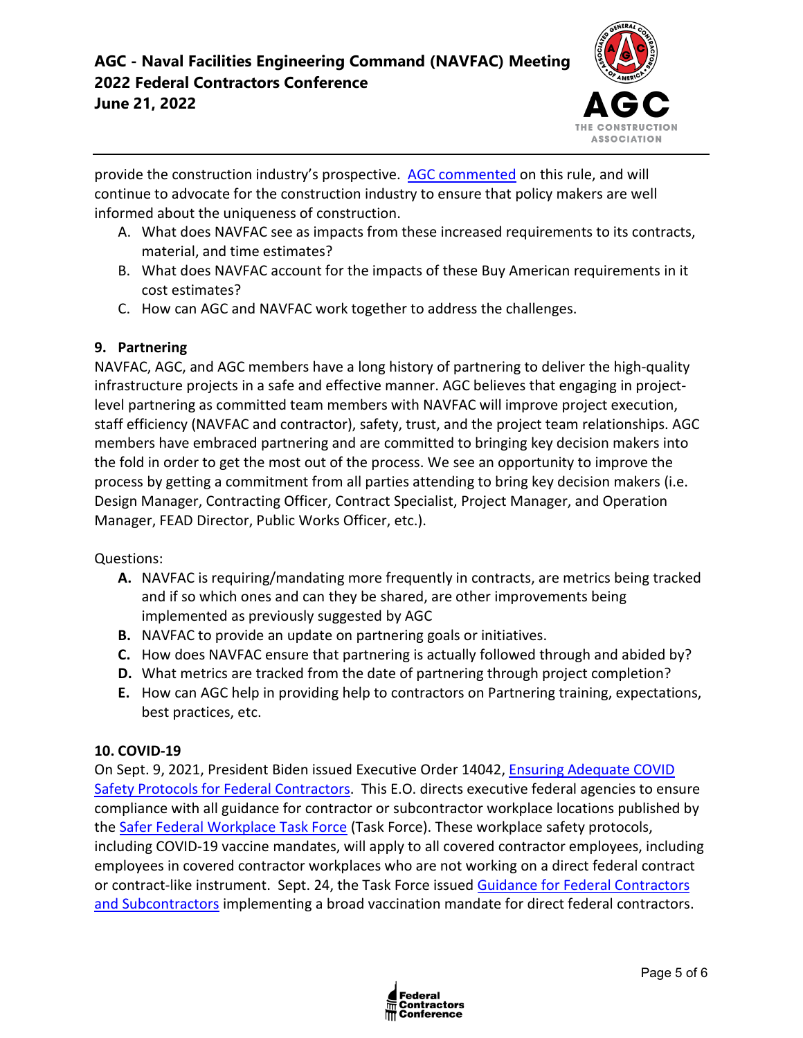provide the construction industry's prospective. AGC commented on this rule, and will continue to advocate for the construction industry to ensure that policy makers are well informed about the uniqueness of construction.

A. What does NAVFAC see as impacts from these increased requirements to its contracts, material, and time estimates?
B. What does NAVFAC account for the impacts of these Buy American requirements in it cost estimates?
C. How can AGC and NAVFAC work together to address the challenges.

### 9. Partnering

NAVFAC, AGC, and AGC members have a long history of partnering to deliver the high-quality infrastructure projects in a safe and effective manner. AGC believes that engaging in project-level partnering as committed team members with NAVFAC will improve project execution, staff efficiency (NAVFAC and contractor), safety, trust, and the project team relationships. AGC members have embraced partnering and are committed to bringing key decision makers into the fold in order to get the most out of the process. We see an opportunity to improve the process by getting a commitment from all parties attending to bring key decision makers (i.e. Design Manager, Contracting Officer, Contract Specialist, Project Manager, and Operation Manager, FEAD Director, Public Works Officer, etc.).

Questions:

**A.** NAVFAC is requiring/mandating more frequently in contracts, are metrics being tracked and if so which ones and can they be shared, are other improvements being implemented as previously suggested by AGC
**B.** NAVFAC to provide an update on partnering goals or initiatives.
**C.** How does NAVFAC ensure that partnering is actually followed through and abided by?
**D.** What metrics are tracked from the date of partnering through project completion?
**E.** How can AGC help in providing help to contractors on Partnering training, expectations, best practices, etc.

### 10. COVID-19

On Sept. 9, 2021, President Biden issued Executive Order 14042, Ensuring Adequate COVID Safety Protocols for Federal Contractors. This E.O. directs executive federal agencies to ensure compliance with all guidance for contractor or subcontractor workplace locations published by the Safer Federal Workplace Task Force (Task Force). These workplace safety protocols, including COVID-19 vaccine mandates, will apply to all covered contractor employees, including employees in covered contractor workplaces who are not working on a direct federal contract or contract-like instrument. Sept. 24, the Task Force issued Guidance for Federal Contractors and Subcontractors implementing a broad vaccination mandate for direct federal contractors.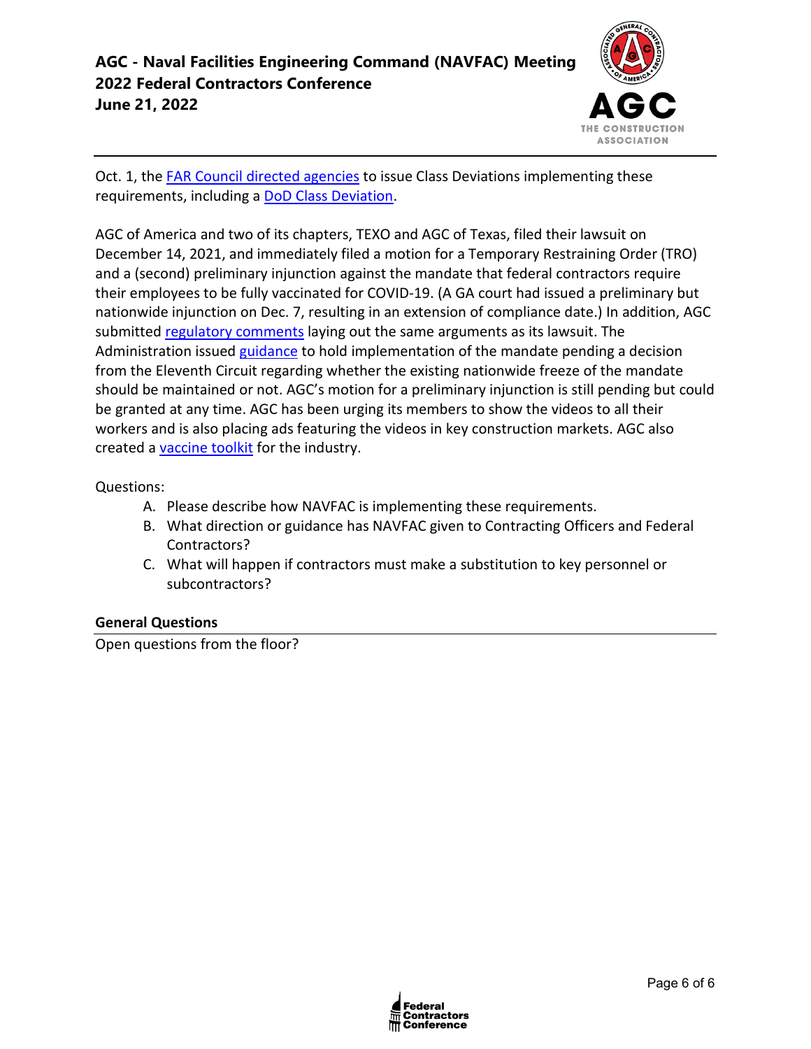Oct. 1, the FAR Council directed agencies to issue Class Deviations implementing these requirements, including a DoD Class Deviation.

AGC of America and two of its chapters, TEXO and AGC of Texas, filed their lawsuit on December 14, 2021, and immediately filed a motion for a Temporary Restraining Order (TRO) and a (second) preliminary injunction against the mandate that federal contractors require their employees to be fully vaccinated for COVID-19. (A GA court had issued a preliminary but nationwide injunction on Dec. 7, resulting in an extension of compliance date.) In addition, AGC submitted regulatory comments laying out the same arguments as its lawsuit. The Administration issued guidance to hold implementation of the mandate pending a decision from the Eleventh Circuit regarding whether the existing nationwide freeze of the mandate should be maintained or not. AGC's motion for a preliminary injunction is still pending but could be granted at any time. AGC has been urging its members to show the videos to all their workers and is also placing ads featuring the videos in key construction markets. AGC also created a vaccine toolkit for the industry.

Questions:

A. Please describe how NAVFAC is implementing these requirements.
B. What direction or guidance has NAVFAC given to Contracting Officers and Federal Contractors?
C. What will happen if contractors must make a substitution to key personnel or subcontractors?

## General Questions

Open questions from the floor?